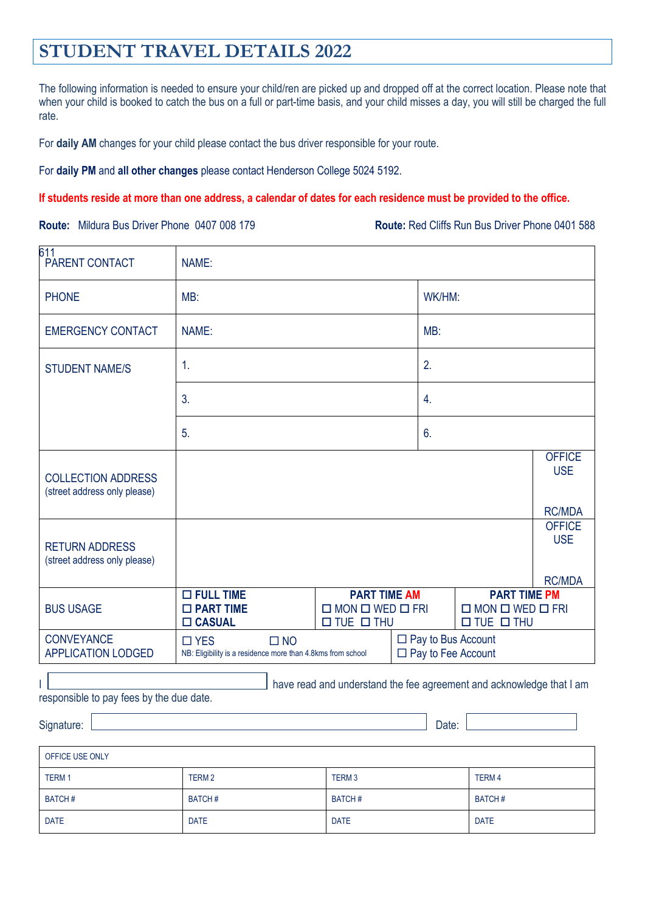# STUDENT TRAVEL DETAILS 2022

The following information is needed to ensure your child/ren are picked up and dropped off at the correct location. Please note that when your child is booked to catch the bus on a full or part-time basis, and your child misses a day, you will still be charged the full rate.

For **daily AM** changes for your child please contact the bus driver responsible for your route.

For **daily PM** and **all other changes** please contact Henderson College 5024 5192.

**If students reside at more than one address, a calendar of dates for each residence must be provided to the office.**

**Route:** Mildura Bus Driver Phone 0407 008 179 **Route:** Red Cliffs Run Bus Driver Phone 0401 588 611

| | | | | |
|---|---|---|---|---|
| PARENT CONTACT | NAME: | | | |
| PHONE | MB: | | WK/HM: | |
| EMERGENCY CONTACT | NAME: | | MB: | |
| STUDENT NAME/S | 1. | | 2. | |
| | 3. | | 4. | |
| | 5. | | 6. | |
| COLLECTION ADDRESS (street address only please) | | | | OFFICE USE RC/MDA |
| RETURN ADDRESS (street address only please) | | | | OFFICE USE RC/MDA |
| BUS USAGE | ☐ **FULL TIME** ☐ **PART TIME** ☐ **CASUAL** | **PART TIME AM** ☐ MON ☐ WED ☐ FRI ☐ TUE ☐ THU | **PART TIME PM** ☐ MON ☐ WED ☐ FRI ☐ TUE ☐ THU | |
| CONVEYANCE APPLICATION LODGED | ☐ YES ☐ NO NB: Eligibility is a residence more than 4.8kms from school | | ☐ Pay to Bus Account ☐ Pay to Fee Account | |

I \_\_\_\_\_\_\_\_\_\_\_\_\_\_\_\_\_\_\_\_ have read and understand the fee agreement and acknowledge that I am responsible to pay fees by the due date.

Signature: \_\_\_\_\_\_\_\_\_\_\_\_\_\_\_\_\_\_\_\_ Date: \_\_\_\_\_\_\_\_\_\_

| OFFICE USE ONLY | | | |
|---|---|---|---|
| TERM 1 | TERM 2 | TERM 3 | TERM 4 |
| BATCH # | BATCH # | BATCH # | BATCH # |
| DATE | DATE | DATE | DATE |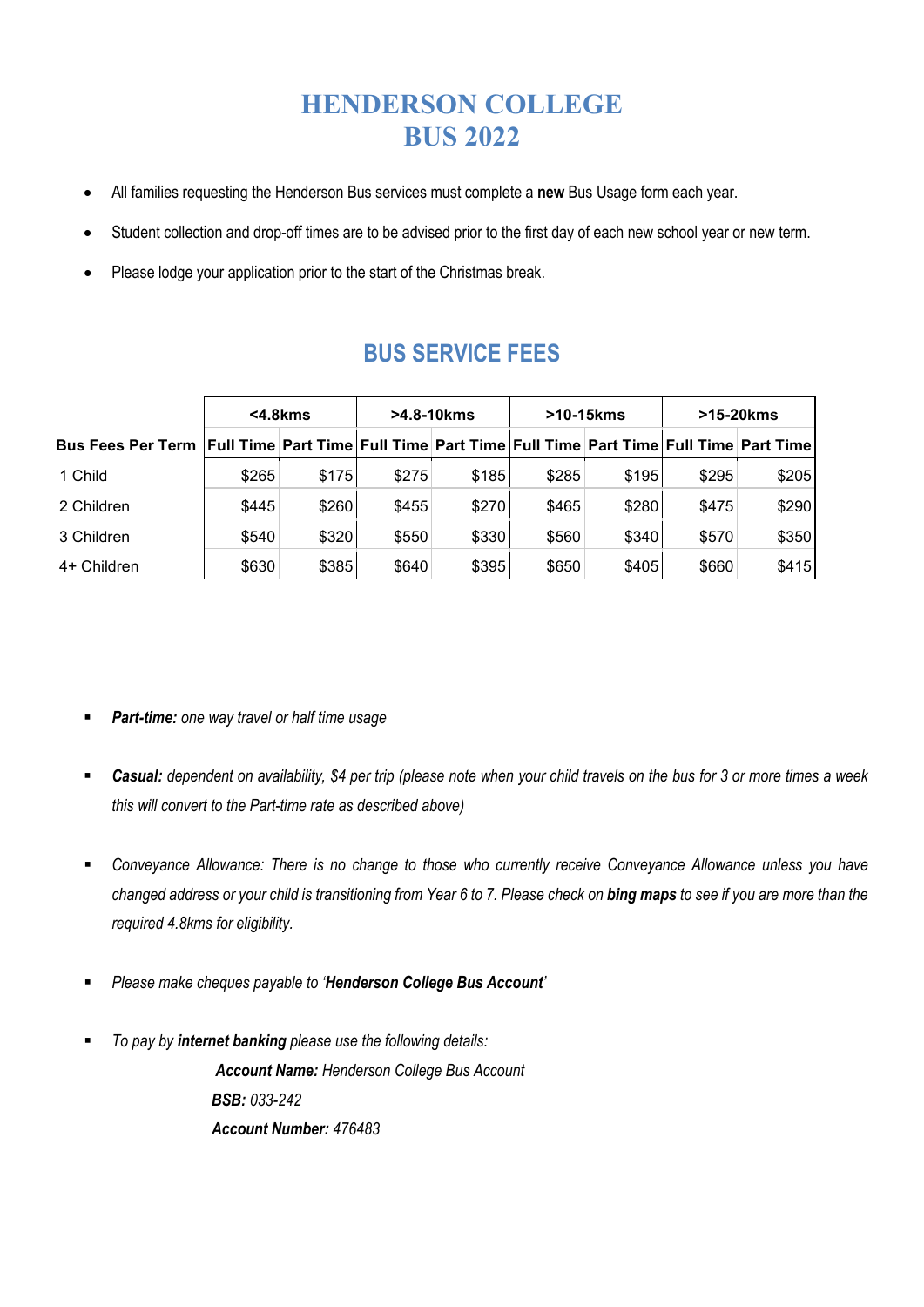# HENDERSON COLLEGE
# BUS 2022

- All families requesting the Henderson Bus services must complete a **new** Bus Usage form each year.
- Student collection and drop-off times are to be advised prior to the first day of each new school year or new term.
- Please lodge your application prior to the start of the Christmas break.

## BUS SERVICE FEES

| | <4.8kms | | >4.8-10kms | | >10-15kms | | >15-20kms | |
|---|---|---|---|---|---|---|---|---|
| **Bus Fees Per Term** | **Full Time** | **Part Time** | **Full Time** | **Part Time** | **Full Time** | **Part Time** | **Full Time** | **Part Time** |
| 1 Child | $265 | $175 | $275 | $185 | $285 | $195 | $295 | $205 |
| 2 Children | $445 | $260 | $455 | $270 | $465 | $280 | $475 | $290 |
| 3 Children | $540 | $320 | $550 | $330 | $560 | $340 | $570 | $350 |
| 4+ Children | $630 | $385 | $640 | $395 | $650 | $405 | $660 | $415 |

- ***Part-time:*** *one way travel or half time usage*
- ***Casual:*** *dependent on availability, $4 per trip (please note when your child travels on the bus for 3 or more times a week this will convert to the Part-time rate as described above)*
- *Conveyance Allowance: There is no change to those who currently receive Conveyance Allowance unless you have changed address or your child is transitioning from Year 6 to 7. Please check on **bing maps** to see if you are more than the required 4.8kms for eligibility.*
- *Please make cheques payable to '**Henderson College Bus Account**'*
- *To pay by **internet banking** please use the following details:*

  ***Account Name:*** *Henderson College Bus Account*
  ***BSB:*** *033-242*
  ***Account Number:*** *476483*